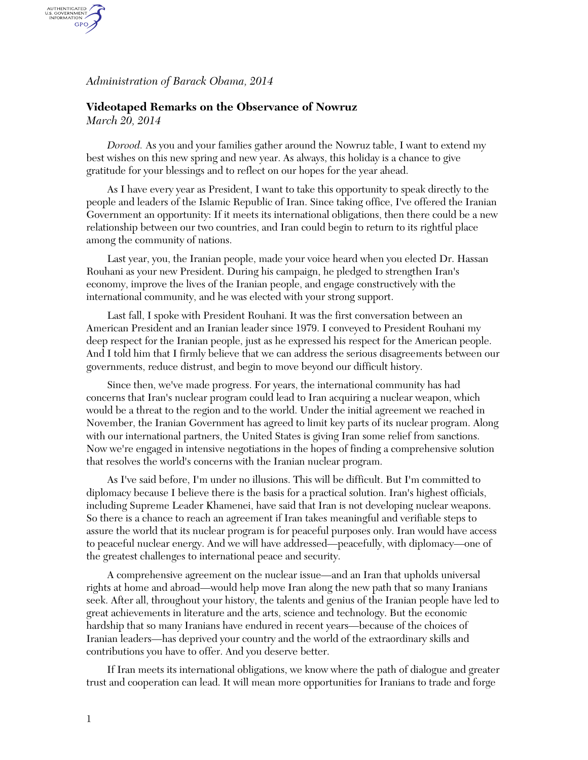*Administration of Barack Obama, 2014*

## Videotaped Remarks on the Observance of Nowruz

*March 20, 2014*

*Dorood.* As you and your families gather around the Nowruz table, I want to extend my best wishes on this new spring and new year. As always, this holiday is a chance to give gratitude for your blessings and to reflect on our hopes for the year ahead.

As I have every year as President, I want to take this opportunity to speak directly to the people and leaders of the Islamic Republic of Iran. Since taking office, I've offered the Iranian Government an opportunity: If it meets its international obligations, then there could be a new relationship between our two countries, and Iran could begin to return to its rightful place among the community of nations.

Last year, you, the Iranian people, made your voice heard when you elected Dr. Hassan Rouhani as your new President. During his campaign, he pledged to strengthen Iran's economy, improve the lives of the Iranian people, and engage constructively with the international community, and he was elected with your strong support.

Last fall, I spoke with President Rouhani. It was the first conversation between an American President and an Iranian leader since 1979. I conveyed to President Rouhani my deep respect for the Iranian people, just as he expressed his respect for the American people. And I told him that I firmly believe that we can address the serious disagreements between our governments, reduce distrust, and begin to move beyond our difficult history.

Since then, we've made progress. For years, the international community has had concerns that Iran's nuclear program could lead to Iran acquiring a nuclear weapon, which would be a threat to the region and to the world. Under the initial agreement we reached in November, the Iranian Government has agreed to limit key parts of its nuclear program. Along with our international partners, the United States is giving Iran some relief from sanctions. Now we're engaged in intensive negotiations in the hopes of finding a comprehensive solution that resolves the world's concerns with the Iranian nuclear program.

As I've said before, I'm under no illusions. This will be difficult. But I'm committed to diplomacy because I believe there is the basis for a practical solution. Iran's highest officials, including Supreme Leader Khamenei, have said that Iran is not developing nuclear weapons. So there is a chance to reach an agreement if Iran takes meaningful and verifiable steps to assure the world that its nuclear program is for peaceful purposes only. Iran would have access to peaceful nuclear energy. And we will have addressed—peacefully, with diplomacy—one of the greatest challenges to international peace and security.

A comprehensive agreement on the nuclear issue—and an Iran that upholds universal rights at home and abroad—would help move Iran along the new path that so many Iranians seek. After all, throughout your history, the talents and genius of the Iranian people have led to great achievements in literature and the arts, science and technology. But the economic hardship that so many Iranians have endured in recent years—because of the choices of Iranian leaders—has deprived your country and the world of the extraordinary skills and contributions you have to offer. And you deserve better.

If Iran meets its international obligations, we know where the path of dialogue and greater trust and cooperation can lead. It will mean more opportunities for Iranians to trade and forge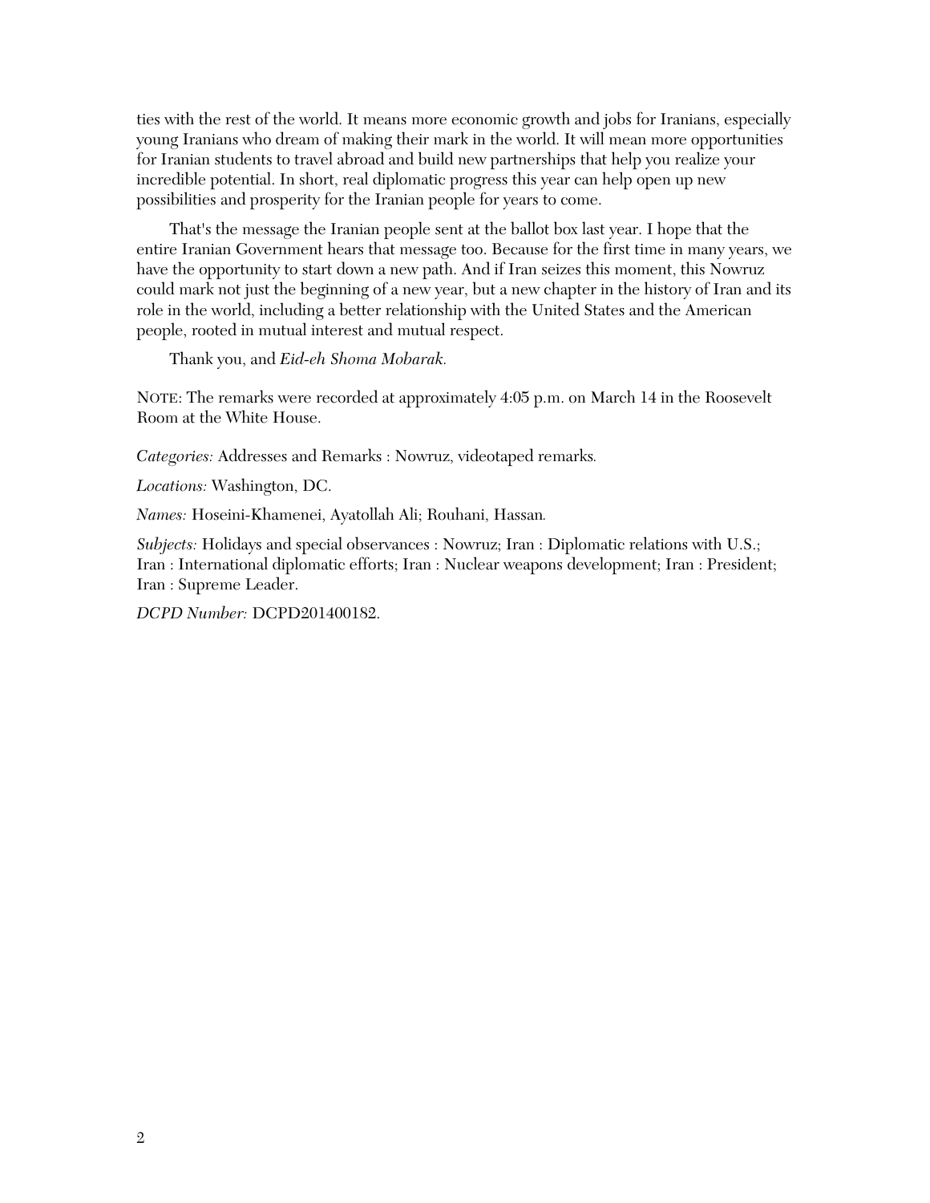ties with the rest of the world. It means more economic growth and jobs for Iranians, especially young Iranians who dream of making their mark in the world. It will mean more opportunities for Iranian students to travel abroad and build new partnerships that help you realize your incredible potential. In short, real diplomatic progress this year can help open up new possibilities and prosperity for the Iranian people for years to come.

That's the message the Iranian people sent at the ballot box last year. I hope that the entire Iranian Government hears that message too. Because for the first time in many years, we have the opportunity to start down a new path. And if Iran seizes this moment, this Nowruz could mark not just the beginning of a new year, but a new chapter in the history of Iran and its role in the world, including a better relationship with the United States and the American people, rooted in mutual interest and mutual respect.

Thank you, and *Eid-eh Shoma Mobarak.*

NOTE: The remarks were recorded at approximately 4:05 p.m. on March 14 in the Roosevelt Room at the White House.

*Categories:* Addresses and Remarks : Nowruz, videotaped remarks.

*Locations:* Washington, DC.

*Names:* Hoseini-Khamenei, Ayatollah Ali; Rouhani, Hassan.

*Subjects:* Holidays and special observances : Nowruz; Iran : Diplomatic relations with U.S.; Iran : International diplomatic efforts; Iran : Nuclear weapons development; Iran : President; Iran : Supreme Leader.

*DCPD Number:* DCPD201400182.